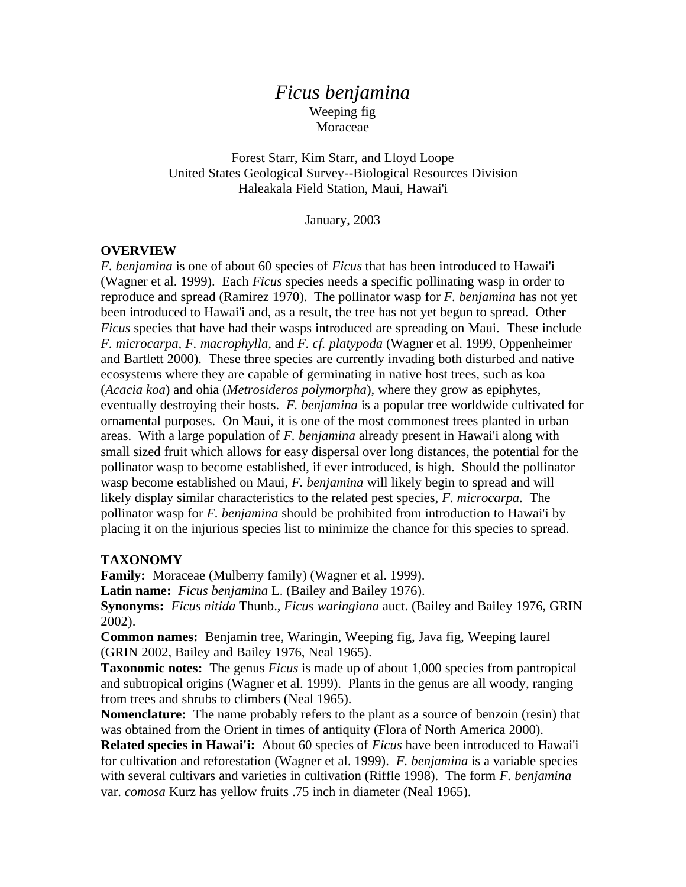# *Ficus benjamina*

Weeping fig

Moraceae

Forest Starr, Kim Starr, and Lloyd Loope

United States Geological Survey--Biological Resources Division

Haleakala Field Station, Maui, Hawai'i

January, 2003

## OVERVIEW

*F. benjamina* is one of about 60 species of *Ficus* that has been introduced to Hawai'i (Wagner et al. 1999). Each *Ficus* species needs a specific pollinating wasp in order to reproduce and spread (Ramirez 1970). The pollinator wasp for *F. benjamina* has not yet been introduced to Hawai'i and, as a result, the tree has not yet begun to spread. Other *Ficus* species that have had their wasps introduced are spreading on Maui. These include *F. microcarpa*, *F. macrophylla,* and *F. cf. platypoda* (Wagner et al. 1999, Oppenheimer and Bartlett 2000). These three species are currently invading both disturbed and native ecosystems where they are capable of germinating in native host trees, such as koa (*Acacia koa*) and ohia (*Metrosideros polymorpha*), where they grow as epiphytes, eventually destroying their hosts. *F. benjamina* is a popular tree worldwide cultivated for ornamental purposes. On Maui, it is one of the most commonest trees planted in urban areas. With a large population of *F. benjamina* already present in Hawai'i along with small sized fruit which allows for easy dispersal over long distances, the potential for the pollinator wasp to become established, if ever introduced, is high. Should the pollinator wasp become established on Maui, *F. benjamina* will likely begin to spread and will likely display similar characteristics to the related pest species, *F. microcarpa*. The pollinator wasp for *F. benjamina* should be prohibited from introduction to Hawai'i by placing it on the injurious species list to minimize the chance for this species to spread.

## TAXONOMY

**Family:** Moraceae (Mulberry family) (Wagner et al. 1999).

**Latin name:** *Ficus benjamina* L. (Bailey and Bailey 1976).

**Synonyms:** *Ficus nitida* Thunb., *Ficus waringiana* auct. (Bailey and Bailey 1976, GRIN 2002).

**Common names:** Benjamin tree, Waringin, Weeping fig, Java fig, Weeping laurel (GRIN 2002, Bailey and Bailey 1976, Neal 1965).

**Taxonomic notes:** The genus *Ficus* is made up of about 1,000 species from pantropical and subtropical origins (Wagner et al. 1999). Plants in the genus are all woody, ranging from trees and shrubs to climbers (Neal 1965).

**Nomenclature:** The name probably refers to the plant as a source of benzoin (resin) that was obtained from the Orient in times of antiquity (Flora of North America 2000).

**Related species in Hawai'i:** About 60 species of *Ficus* have been introduced to Hawai'i for cultivation and reforestation (Wagner et al. 1999). *F. benjamina* is a variable species with several cultivars and varieties in cultivation (Riffle 1998). The form *F. benjamina* var. *comosa* Kurz has yellow fruits .75 inch in diameter (Neal 1965).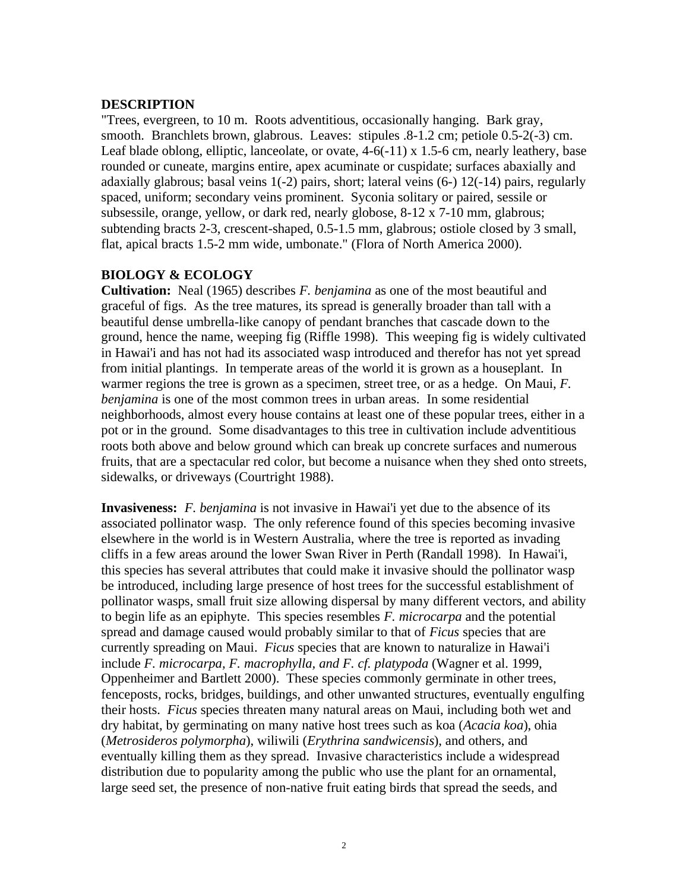## DESCRIPTION

"Trees, evergreen, to 10 m. Roots adventitious, occasionally hanging. Bark gray, smooth. Branchlets brown, glabrous. Leaves: stipules .8-1.2 cm; petiole 0.5-2(-3) cm. Leaf blade oblong, elliptic, lanceolate, or ovate, 4-6(-11) x 1.5-6 cm, nearly leathery, base rounded or cuneate, margins entire, apex acuminate or cuspidate; surfaces abaxially and adaxially glabrous; basal veins 1(-2) pairs, short; lateral veins (6-) 12(-14) pairs, regularly spaced, uniform; secondary veins prominent. Syconia solitary or paired, sessile or subsessile, orange, yellow, or dark red, nearly globose, 8-12 x 7-10 mm, glabrous; subtending bracts 2-3, crescent-shaped, 0.5-1.5 mm, glabrous; ostiole closed by 3 small, flat, apical bracts 1.5-2 mm wide, umbonate." (Flora of North America 2000).

## BIOLOGY & ECOLOGY

**Cultivation:** Neal (1965) describes *F. benjamina* as one of the most beautiful and graceful of figs. As the tree matures, its spread is generally broader than tall with a beautiful dense umbrella-like canopy of pendant branches that cascade down to the ground, hence the name, weeping fig (Riffle 1998). This weeping fig is widely cultivated in Hawai'i and has not had its associated wasp introduced and therefor has not yet spread from initial plantings. In temperate areas of the world it is grown as a houseplant. In warmer regions the tree is grown as a specimen, street tree, or as a hedge. On Maui, *F. benjamina* is one of the most common trees in urban areas. In some residential neighborhoods, almost every house contains at least one of these popular trees, either in a pot or in the ground. Some disadvantages to this tree in cultivation include adventitious roots both above and below ground which can break up concrete surfaces and numerous fruits, that are a spectacular red color, but become a nuisance when they shed onto streets, sidewalks, or driveways (Courtright 1988).

**Invasiveness:** *F. benjamina* is not invasive in Hawai'i yet due to the absence of its associated pollinator wasp. The only reference found of this species becoming invasive elsewhere in the world is in Western Australia, where the tree is reported as invading cliffs in a few areas around the lower Swan River in Perth (Randall 1998). In Hawai'i, this species has several attributes that could make it invasive should the pollinator wasp be introduced, including large presence of host trees for the successful establishment of pollinator wasps, small fruit size allowing dispersal by many different vectors, and ability to begin life as an epiphyte. This species resembles *F. microcarpa* and the potential spread and damage caused would probably similar to that of *Ficus* species that are currently spreading on Maui. *Ficus* species that are known to naturalize in Hawai'i include *F. microcarpa, F. macrophylla, and F. cf. platypoda* (Wagner et al. 1999, Oppenheimer and Bartlett 2000). These species commonly germinate in other trees, fenceposts, rocks, bridges, buildings, and other unwanted structures, eventually engulfing their hosts. *Ficus* species threaten many natural areas on Maui, including both wet and dry habitat, by germinating on many native host trees such as koa (*Acacia koa*), ohia (*Metrosideros polymorpha*), wiliwili (*Erythrina sandwicensis*), and others, and eventually killing them as they spread. Invasive characteristics include a widespread distribution due to popularity among the public who use the plant for an ornamental, large seed set, the presence of non-native fruit eating birds that spread the seeds, and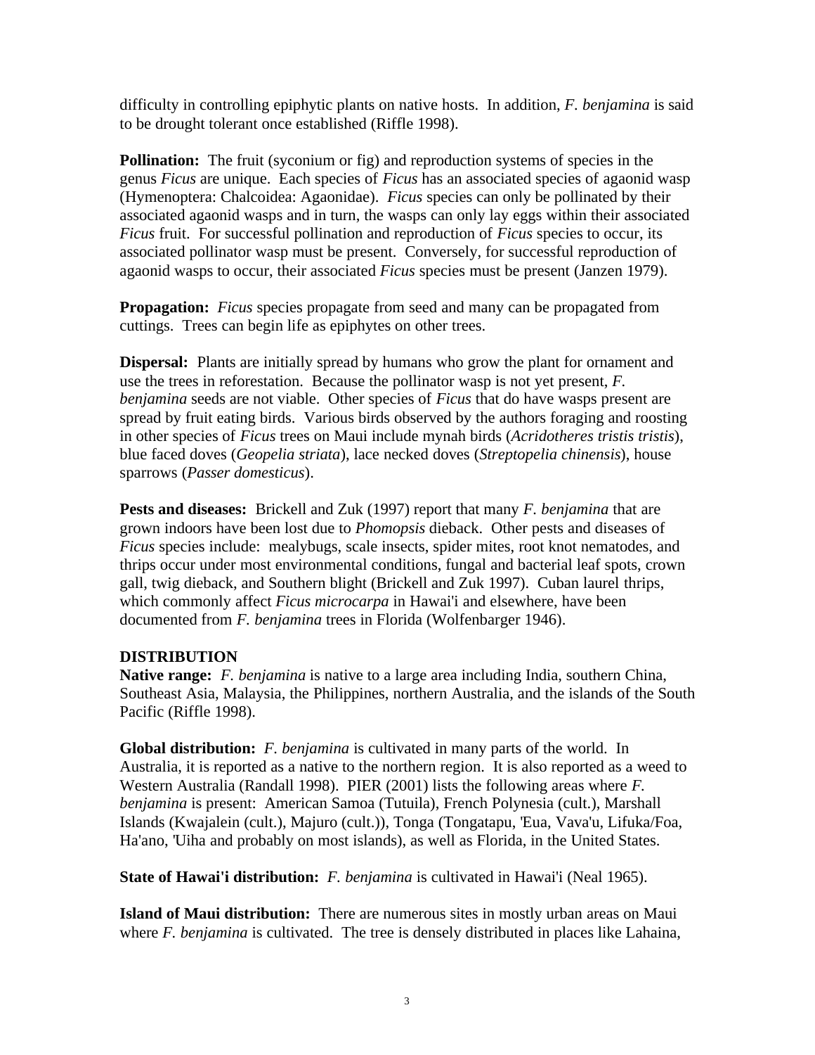difficulty in controlling epiphytic plants on native hosts. In addition, *F. benjamina* is said to be drought tolerant once established (Riffle 1998).

**Pollination:** The fruit (syconium or fig) and reproduction systems of species in the genus *Ficus* are unique. Each species of *Ficus* has an associated species of agaonid wasp (Hymenoptera: Chalcoidea: Agaonidae). *Ficus* species can only be pollinated by their associated agaonid wasps and in turn, the wasps can only lay eggs within their associated *Ficus* fruit. For successful pollination and reproduction of *Ficus* species to occur, its associated pollinator wasp must be present. Conversely, for successful reproduction of agaonid wasps to occur, their associated *Ficus* species must be present (Janzen 1979).

**Propagation:** *Ficus* species propagate from seed and many can be propagated from cuttings. Trees can begin life as epiphytes on other trees.

**Dispersal:** Plants are initially spread by humans who grow the plant for ornament and use the trees in reforestation. Because the pollinator wasp is not yet present, *F. benjamina* seeds are not viable. Other species of *Ficus* that do have wasps present are spread by fruit eating birds. Various birds observed by the authors foraging and roosting in other species of *Ficus* trees on Maui include mynah birds (*Acridotheres tristis tristis*), blue faced doves (*Geopelia striata*), lace necked doves (*Streptopelia chinensis*), house sparrows (*Passer domesticus*).

**Pests and diseases:** Brickell and Zuk (1997) report that many *F. benjamina* that are grown indoors have been lost due to *Phomopsis* dieback. Other pests and diseases of *Ficus* species include: mealybugs, scale insects, spider mites, root knot nematodes, and thrips occur under most environmental conditions, fungal and bacterial leaf spots, crown gall, twig dieback, and Southern blight (Brickell and Zuk 1997). Cuban laurel thrips, which commonly affect *Ficus microcarpa* in Hawai'i and elsewhere, have been documented from *F. benjamina* trees in Florida (Wolfenbarger 1946).

## DISTRIBUTION

**Native range:** *F. benjamina* is native to a large area including India, southern China, Southeast Asia, Malaysia, the Philippines, northern Australia, and the islands of the South Pacific (Riffle 1998).

**Global distribution:** *F. benjamina* is cultivated in many parts of the world. In Australia, it is reported as a native to the northern region. It is also reported as a weed to Western Australia (Randall 1998). PIER (2001) lists the following areas where *F. benjamina* is present: American Samoa (Tutuila), French Polynesia (cult.), Marshall Islands (Kwajalein (cult.), Majuro (cult.)), Tonga (Tongatapu, 'Eua, Vava'u, Lifuka/Foa, Ha'ano, 'Uiha and probably on most islands), as well as Florida, in the United States.

**State of Hawai'i distribution:** *F. benjamina* is cultivated in Hawai'i (Neal 1965).

**Island of Maui distribution:** There are numerous sites in mostly urban areas on Maui where *F. benjamina* is cultivated. The tree is densely distributed in places like Lahaina,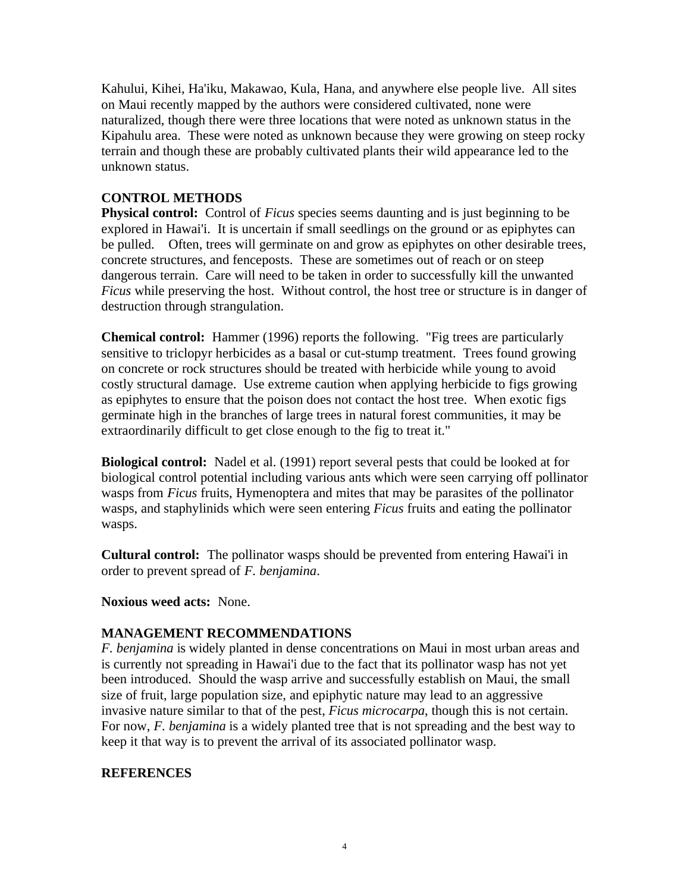Kahului, Kihei, Ha'iku, Makawao, Kula, Hana, and anywhere else people live. All sites on Maui recently mapped by the authors were considered cultivated, none were naturalized, though there were three locations that were noted as unknown status in the Kipahulu area. These were noted as unknown because they were growing on steep rocky terrain and though these are probably cultivated plants their wild appearance led to the unknown status.

## CONTROL METHODS

**Physical control:** Control of *Ficus* species seems daunting and is just beginning to be explored in Hawai'i. It is uncertain if small seedlings on the ground or as epiphytes can be pulled. Often, trees will germinate on and grow as epiphytes on other desirable trees, concrete structures, and fenceposts. These are sometimes out of reach or on steep dangerous terrain. Care will need to be taken in order to successfully kill the unwanted *Ficus* while preserving the host. Without control, the host tree or structure is in danger of destruction through strangulation.

**Chemical control:** Hammer (1996) reports the following. "Fig trees are particularly sensitive to triclopyr herbicides as a basal or cut-stump treatment. Trees found growing on concrete or rock structures should be treated with herbicide while young to avoid costly structural damage. Use extreme caution when applying herbicide to figs growing as epiphytes to ensure that the poison does not contact the host tree. When exotic figs germinate high in the branches of large trees in natural forest communities, it may be extraordinarily difficult to get close enough to the fig to treat it."

**Biological control:** Nadel et al. (1991) report several pests that could be looked at for biological control potential including various ants which were seen carrying off pollinator wasps from *Ficus* fruits, Hymenoptera and mites that may be parasites of the pollinator wasps, and staphylinids which were seen entering *Ficus* fruits and eating the pollinator wasps.

**Cultural control:** The pollinator wasps should be prevented from entering Hawai'i in order to prevent spread of *F. benjamina*.

**Noxious weed acts:** None.

## MANAGEMENT RECOMMENDATIONS

*F. benjamina* is widely planted in dense concentrations on Maui in most urban areas and is currently not spreading in Hawai'i due to the fact that its pollinator wasp has not yet been introduced. Should the wasp arrive and successfully establish on Maui, the small size of fruit, large population size, and epiphytic nature may lead to an aggressive invasive nature similar to that of the pest, *Ficus microcarpa*, though this is not certain. For now, *F. benjamina* is a widely planted tree that is not spreading and the best way to keep it that way is to prevent the arrival of its associated pollinator wasp.

## REFERENCES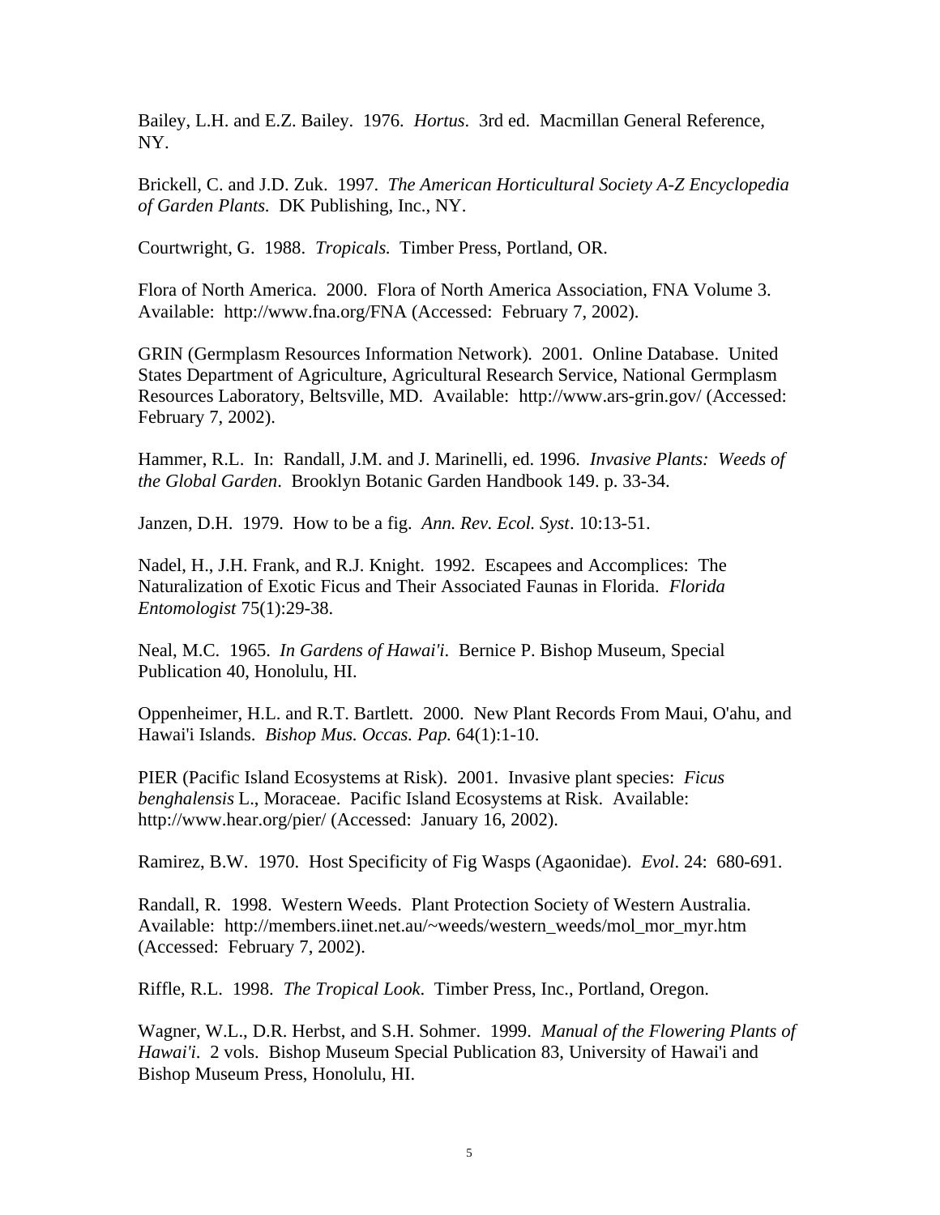Bailey, L.H. and E.Z. Bailey. 1976. *Hortus*. 3rd ed. Macmillan General Reference, NY.

Brickell, C. and J.D. Zuk. 1997. *The American Horticultural Society A-Z Encyclopedia of Garden Plants.* DK Publishing, Inc., NY.

Courtwright, G. 1988. *Tropicals.* Timber Press, Portland, OR.

Flora of North America. 2000. Flora of North America Association, FNA Volume 3. Available: http://www.fna.org/FNA (Accessed: February 7, 2002).

GRIN (Germplasm Resources Information Network). 2001. Online Database. United States Department of Agriculture, Agricultural Research Service, National Germplasm Resources Laboratory, Beltsville, MD. Available: http://www.ars-grin.gov/ (Accessed: February 7, 2002).

Hammer, R.L. In: Randall, J.M. and J. Marinelli, ed. 1996. *Invasive Plants: Weeds of the Global Garden*. Brooklyn Botanic Garden Handbook 149. p. 33-34.

Janzen, D.H. 1979. How to be a fig. *Ann. Rev. Ecol. Syst*. 10:13-51.

Nadel, H., J.H. Frank, and R.J. Knight. 1992. Escapees and Accomplices: The Naturalization of Exotic Ficus and Their Associated Faunas in Florida. *Florida Entomologist* 75(1):29-38.

Neal, M.C. 1965. *In Gardens of Hawai'i.* Bernice P. Bishop Museum, Special Publication 40, Honolulu, HI.

Oppenheimer, H.L. and R.T. Bartlett. 2000. New Plant Records From Maui, O'ahu, and Hawai'i Islands. *Bishop Mus. Occas. Pap.* 64(1):1-10.

PIER (Pacific Island Ecosystems at Risk). 2001. Invasive plant species: *Ficus benghalensis* L., Moraceae. Pacific Island Ecosystems at Risk. Available: http://www.hear.org/pier/ (Accessed: January 16, 2002).

Ramirez, B.W. 1970. Host Specificity of Fig Wasps (Agaonidae). *Evol*. 24: 680-691.

Randall, R. 1998. Western Weeds. Plant Protection Society of Western Australia. Available: http://members.iinet.net.au/~weeds/western_weeds/mol_mor_myr.htm (Accessed: February 7, 2002).

Riffle, R.L. 1998. *The Tropical Look.* Timber Press, Inc., Portland, Oregon.

Wagner, W.L., D.R. Herbst, and S.H. Sohmer. 1999. *Manual of the Flowering Plants of Hawai'i*. 2 vols. Bishop Museum Special Publication 83, University of Hawai'i and Bishop Museum Press, Honolulu, HI.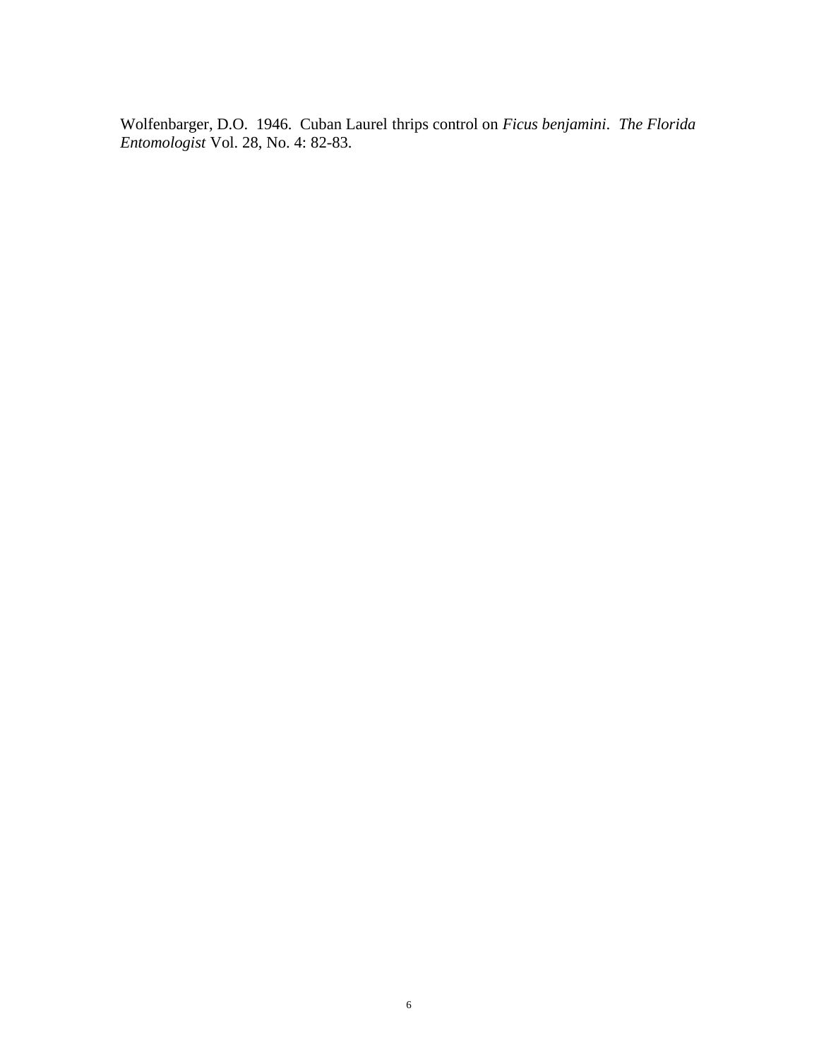Wolfenbarger, D.O. 1946. Cuban Laurel thrips control on *Ficus benjamini*. *The Florida Entomologist* Vol. 28, No. 4: 82-83.